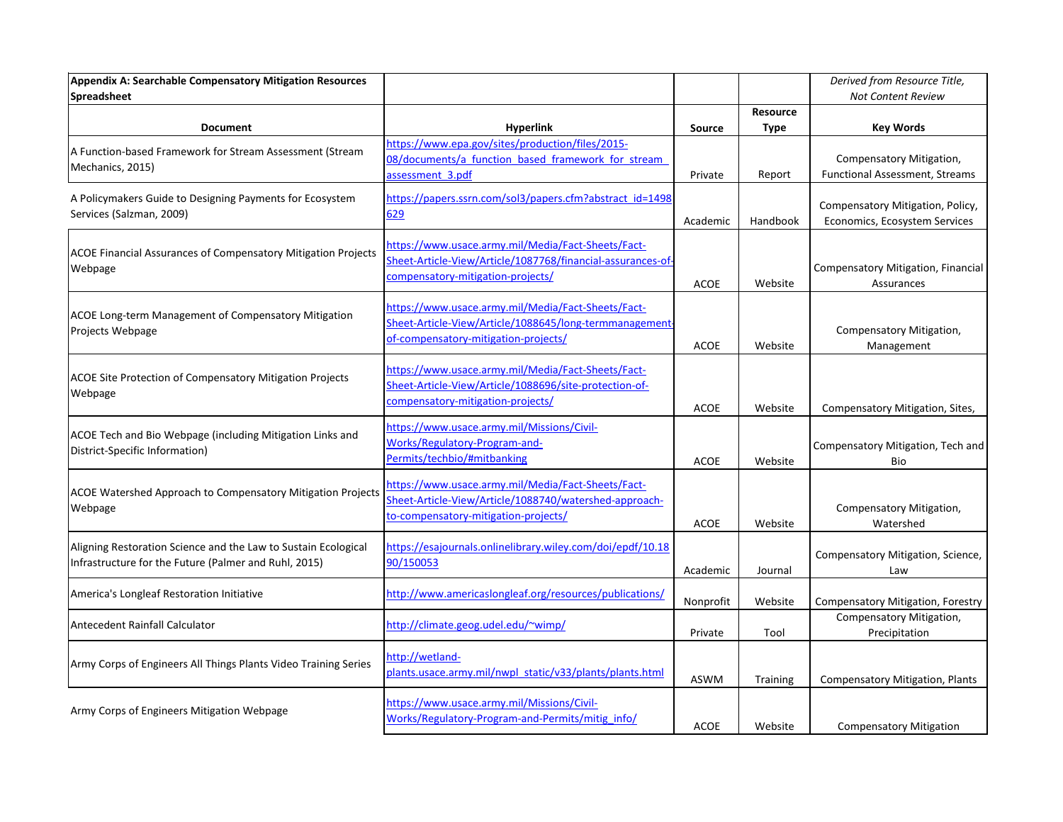| **Appendix A: Searchable Compensatory Mitigation Resources Spreadsheet** | | | | *Derived from Resource Title, Not Content Review* |
|---|---|---|---|---|
| **Document** | **Hyperlink** | **Source** | **Resource Type** | **Key Words** |
| A Function-based Framework for Stream Assessment (Stream Mechanics, 2015) | https://www.epa.gov/sites/production/files/2015-08/documents/a_function_based_framework_for_stream_assessment_3.pdf | Private | Report | Compensatory Mitigation, Functional Assessment, Streams |
| A Policymakers Guide to Designing Payments for Ecosystem Services (Salzman, 2009) | https://papers.ssrn.com/sol3/papers.cfm?abstract_id=1498629 | Academic | Handbook | Compensatory Mitigation, Policy, Economics, Ecosystem Services |
| ACOE Financial Assurances of Compensatory Mitigation Projects Webpage | https://www.usace.army.mil/Media/Fact-Sheets/Fact-Sheet-Article-View/Article/1087768/financial-assurances-of-compensatory-mitigation-projects/ | ACOE | Website | Compensatory Mitigation, Financial Assurances |
| ACOE Long-term Management of Compensatory Mitigation Projects Webpage | https://www.usace.army.mil/Media/Fact-Sheets/Fact-Sheet-Article-View/Article/1088645/long-termmanagement-of-compensatory-mitigation-projects/ | ACOE | Website | Compensatory Mitigation, Management |
| ACOE Site Protection of Compensatory Mitigation Projects Webpage | https://www.usace.army.mil/Media/Fact-Sheets/Fact-Sheet-Article-View/Article/1088696/site-protection-of-compensatory-mitigation-projects/ | ACOE | Website | Compensatory Mitigation, Sites, |
| ACOE Tech and Bio Webpage (including Mitigation Links and District-Specific Information) | https://www.usace.army.mil/Missions/Civil-Works/Regulatory-Program-and-Permits/techbio/#mitbanking | ACOE | Website | Compensatory Mitigation, Tech and Bio |
| ACOE Watershed Approach to Compensatory Mitigation Projects Webpage | https://www.usace.army.mil/Media/Fact-Sheets/Fact-Sheet-Article-View/Article/1088740/watershed-approach-to-compensatory-mitigation-projects/ | ACOE | Website | Compensatory Mitigation, Watershed |
| Aligning Restoration Science and the Law to Sustain Ecological Infrastructure for the Future (Palmer and Ruhl, 2015) | https://esajournals.onlinelibrary.wiley.com/doi/epdf/10.1890/150053 | Academic | Journal | Compensatory Mitigation, Science, Law |
| America's Longleaf Restoration Initiative | http://www.americaslongleaf.org/resources/publications/ | Nonprofit | Website | Compensatory Mitigation, Forestry |
| Antecedent Rainfall Calculator | http://climate.geog.udel.edu/~wimp/ | Private | Tool | Compensatory Mitigation, Precipitation |
| Army Corps of Engineers All Things Plants Video Training Series | http://wetland-plants.usace.army.mil/nwpl_static/v33/plants/plants.html | ASWM | Training | Compensatory Mitigation, Plants |
| Army Corps of Engineers Mitigation Webpage | https://www.usace.army.mil/Missions/Civil-Works/Regulatory-Program-and-Permits/mitig_info/ | ACOE | Website | Compensatory Mitigation |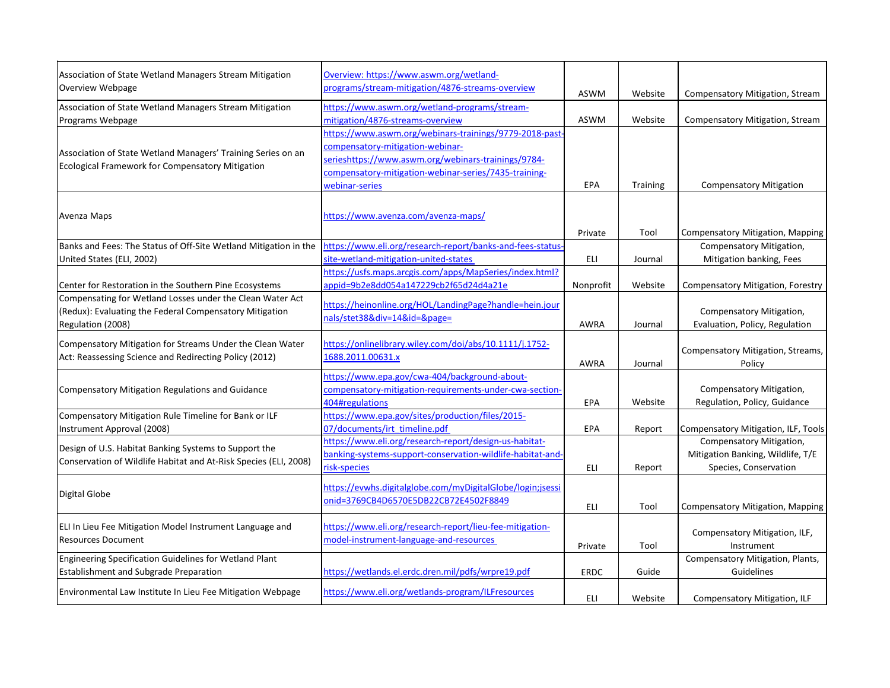| | | | | |
|---|---|---|---|---|
| Association of State Wetland Managers Stream Mitigation Overview Webpage | Overview: https://www.aswm.org/wetland-programs/stream-mitigation/4876-streams-overview | ASWM | Website | Compensatory Mitigation, Stream |
| Association of State Wetland Managers Stream Mitigation Programs Webpage | https://www.aswm.org/wetland-programs/stream-mitigation/4876-streams-overview | ASWM | Website | Compensatory Mitigation, Stream |
| Association of State Wetland Managers' Training Series on an Ecological Framework for Compensatory Mitigation | https://www.aswm.org/webinars-trainings/9779-2018-past-compensatory-mitigation-webinar-serieshttps://www.aswm.org/webinars-trainings/9784-compensatory-mitigation-webinar-series/7435-training-webinar-series | EPA | Training | Compensatory Mitigation |
| Avenza Maps | https://www.avenza.com/avenza-maps/ | Private | Tool | Compensatory Mitigation, Mapping |
| Banks and Fees: The Status of Off-Site Wetland Mitigation in the United States (ELI, 2002) | https://www.eli.org/research-report/banks-and-fees-status-site-wetland-mitigation-united-states | ELI | Journal | Compensatory Mitigation, Mitigation banking, Fees |
| Center for Restoration in the Southern Pine Ecosystems | https://usfs.maps.arcgis.com/apps/MapSeries/index.html?appid=9b2e8dd054a147229cb2f65d24d4a21e | Nonprofit | Website | Compensatory Mitigation, Forestry |
| Compensating for Wetland Losses under the Clean Water Act (Redux): Evaluating the Federal Compensatory Mitigation Regulation (2008) | https://heinonline.org/HOL/LandingPage?handle=hein.journals/stet38&div=14&id=&page= | AWRA | Journal | Compensatory Mitigation, Evaluation, Policy, Regulation |
| Compensatory Mitigation for Streams Under the Clean Water Act: Reassessing Science and Redirecting Policy (2012) | https://onlinelibrary.wiley.com/doi/abs/10.1111/j.1752-1688.2011.00631.x | AWRA | Journal | Compensatory Mitigation, Streams, Policy |
| Compensatory Mitigation Regulations and Guidance | https://www.epa.gov/cwa-404/background-about-compensatory-mitigation-requirements-under-cwa-section-404#regulations | EPA | Website | Compensatory Mitigation, Regulation, Policy, Guidance |
| Compensatory Mitigation Rule Timeline for Bank or ILF Instrument Approval (2008) | https://www.epa.gov/sites/production/files/2015-07/documents/irt_timeline.pdf | EPA | Report | Compensatory Mitigation, ILF, Tools |
| Design of U.S. Habitat Banking Systems to Support the Conservation of Wildlife Habitat and At-Risk Species (ELI, 2008) | https://www.eli.org/research-report/design-us-habitat-banking-systems-support-conservation-wildlife-habitat-and-risk-species | ELI | Report | Compensatory Mitigation, Mitigation Banking, Wildlife, T/E Species, Conservation |
| Digital Globe | https://evwhs.digitalglobe.com/myDigitalGlobe/login;jsessionid=3769CB4D6570E5DB22CB72E4502F8849 | ELI | Tool | Compensatory Mitigation, Mapping |
| ELI In Lieu Fee Mitigation Model Instrument Language and Resources Document | https://www.eli.org/research-report/lieu-fee-mitigation-model-instrument-language-and-resources | Private | Tool | Compensatory Mitigation, ILF, Instrument |
| Engineering Specification Guidelines for Wetland Plant Establishment and Subgrade Preparation | https://wetlands.el.erdc.dren.mil/pdfs/wrpre19.pdf | ERDC | Guide | Compensatory Mitigation, Plants, Guidelines |
| Environmental Law Institute In Lieu Fee Mitigation Webpage | https://www.eli.org/wetlands-program/ILFresources | ELI | Website | Compensatory Mitigation, ILF |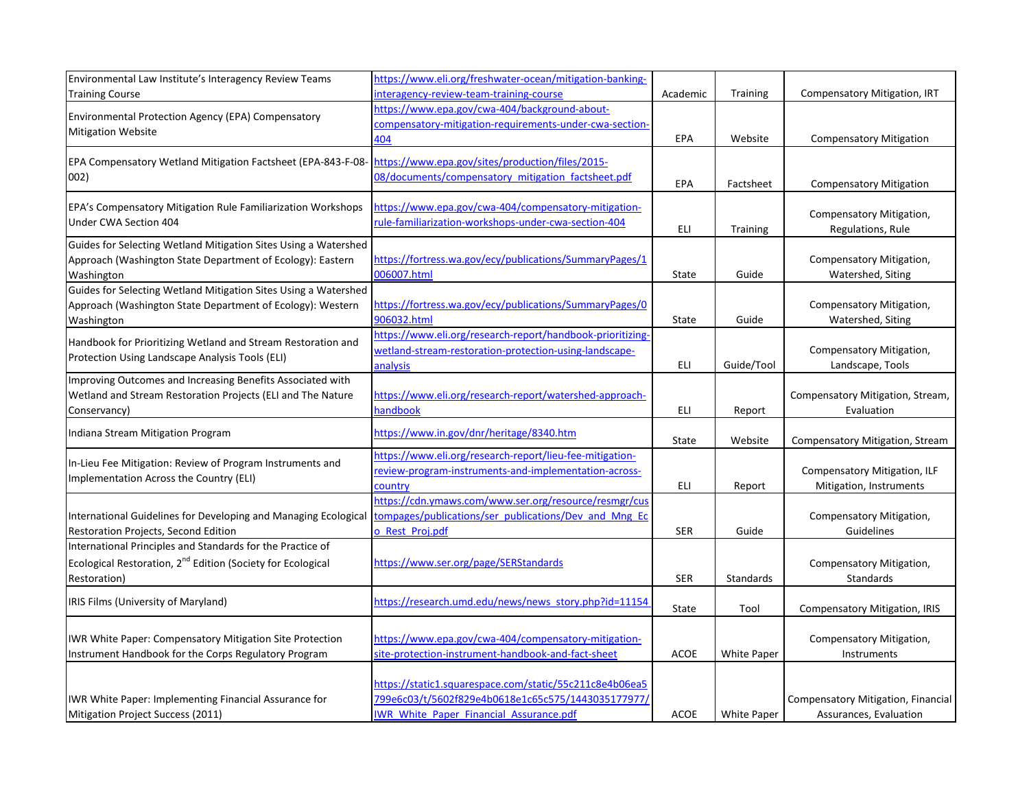| Environmental Law Institute's Interagency Review Teams Training Course | https://www.eli.org/freshwater-ocean/mitigation-banking-interagency-review-team-training-course | Academic | Training | Compensatory Mitigation, IRT |
|---|---|---|---|---|
| Environmental Protection Agency (EPA) Compensatory Mitigation Website | https://www.epa.gov/cwa-404/background-about-compensatory-mitigation-requirements-under-cwa-section-404 | EPA | Website | Compensatory Mitigation |
| EPA Compensatory Wetland Mitigation Factsheet (EPA-843-F-08-002) | https://www.epa.gov/sites/production/files/2015-08/documents/compensatory_mitigation_factsheet.pdf | EPA | Factsheet | Compensatory Mitigation |
| EPA's Compensatory Mitigation Rule Familiarization Workshops Under CWA Section 404 | https://www.epa.gov/cwa-404/compensatory-mitigation-rule-familiarization-workshops-under-cwa-section-404 | ELI | Training | Compensatory Mitigation, Regulations, Rule |
| Guides for Selecting Wetland Mitigation Sites Using a Watershed Approach (Washington State Department of Ecology): Eastern Washington | https://fortress.wa.gov/ecy/publications/SummaryPages/1006007.html | State | Guide | Compensatory Mitigation, Watershed, Siting |
| Guides for Selecting Wetland Mitigation Sites Using a Watershed Approach (Washington State Department of Ecology): Western Washington | https://fortress.wa.gov/ecy/publications/SummaryPages/0906032.html | State | Guide | Compensatory Mitigation, Watershed, Siting |
| Handbook for Prioritizing Wetland and Stream Restoration and Protection Using Landscape Analysis Tools (ELI) | https://www.eli.org/research-report/handbook-prioritizing-wetland-stream-restoration-protection-using-landscape-analysis | ELI | Guide/Tool | Compensatory Mitigation, Landscape, Tools |
| Improving Outcomes and Increasing Benefits Associated with Wetland and Stream Restoration Projects (ELI and The Nature Conservancy) | https://www.eli.org/research-report/watershed-approach-handbook | ELI | Report | Compensatory Mitigation, Stream, Evaluation |
| Indiana Stream Mitigation Program | https://www.in.gov/dnr/heritage/8340.htm | State | Website | Compensatory Mitigation, Stream |
| In-Lieu Fee Mitigation: Review of Program Instruments and Implementation Across the Country (ELI) | https://www.eli.org/research-report/lieu-fee-mitigation-review-program-instruments-and-implementation-across-country | ELI | Report | Compensatory Mitigation, ILF Mitigation, Instruments |
| International Guidelines for Developing and Managing Ecological Restoration Projects, Second Edition | https://cdn.ymaws.com/www.ser.org/resource/resmgr/custompages/publications/ser_publications/Dev_and_Mng_Eco_Rest_Proj.pdf | SER | Guide | Compensatory Mitigation, Guidelines |
| International Principles and Standards for the Practice of Ecological Restoration, 2nd Edition (Society for Ecological Restoration) | https://www.ser.org/page/SERStandards | SER | Standards | Compensatory Mitigation, Standards |
| IRIS Films (University of Maryland) | https://research.umd.edu/news/news_story.php?id=11154 | State | Tool | Compensatory Mitigation, IRIS |
| IWR White Paper: Compensatory Mitigation Site Protection Instrument Handbook for the Corps Regulatory Program | https://www.epa.gov/cwa-404/compensatory-mitigation-site-protection-instrument-handbook-and-fact-sheet | ACOE | White Paper | Compensatory Mitigation, Instruments |
| IWR White Paper: Implementing Financial Assurance for Mitigation Project Success (2011) | https://static1.squarespace.com/static/55c211c8e4b06ea5799e6c03/t/5602f829e4b0618e1c65c575/1443035177977/IWR_White_Paper_Financial_Assurance.pdf | ACOE | White Paper | Compensatory Mitigation, Financial Assurances, Evaluation |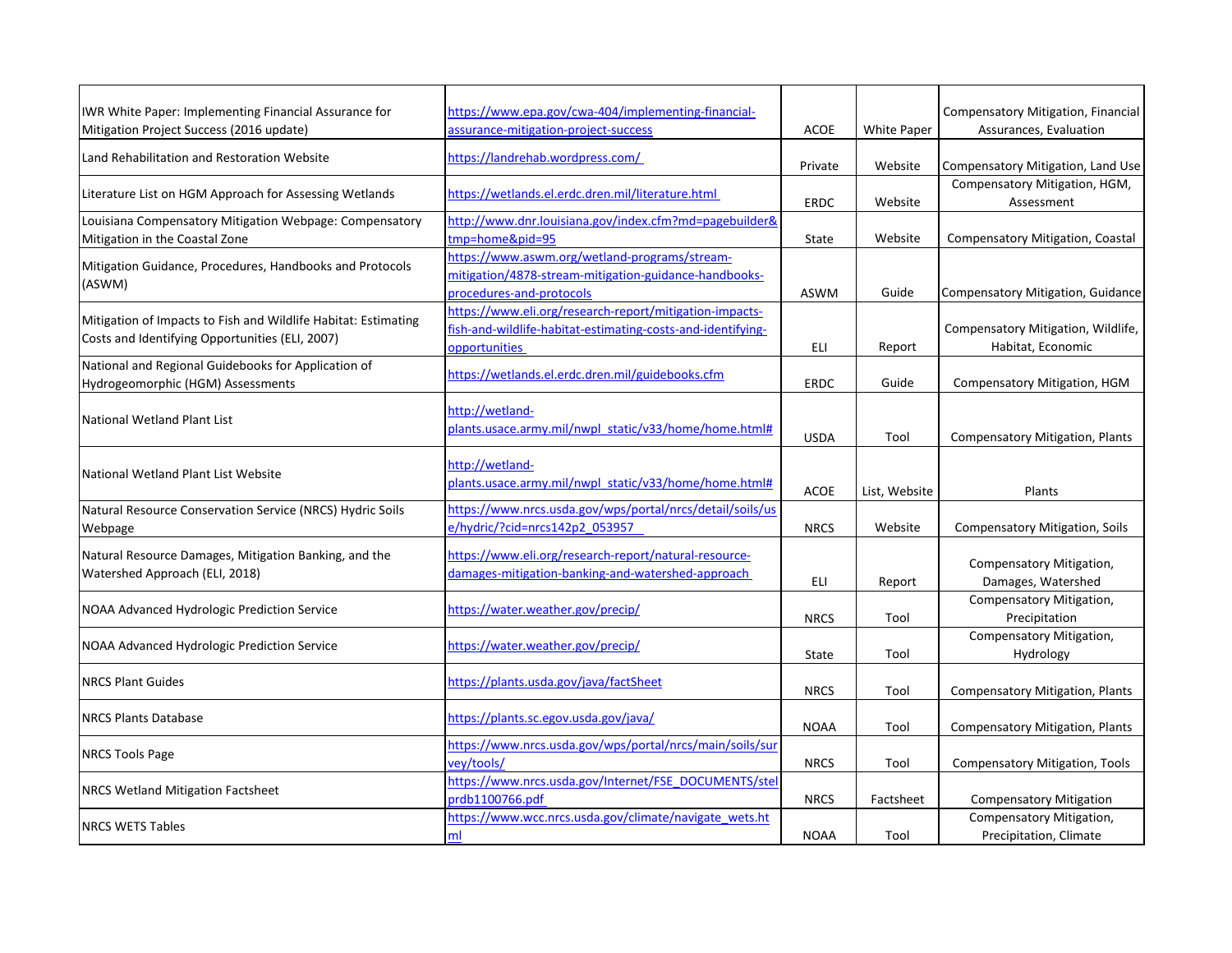| | | | | |
|---|---|---|---|---|
| IWR White Paper: Implementing Financial Assurance for Mitigation Project Success (2016 update) | https://www.epa.gov/cwa-404/implementing-financial-assurance-mitigation-project-success | ACOE | White Paper | Compensatory Mitigation, Financial Assurances, Evaluation |
| Land Rehabilitation and Restoration Website | https://landrehab.wordpress.com/ | Private | Website | Compensatory Mitigation, Land Use |
| Literature List on HGM Approach for Assessing Wetlands | https://wetlands.el.erdc.dren.mil/literature.html | ERDC | Website | Compensatory Mitigation, HGM, Assessment |
| Louisiana Compensatory Mitigation Webpage: Compensatory Mitigation in the Coastal Zone | http://www.dnr.louisiana.gov/index.cfm?md=pagebuilder&tmp=home&pid=95 | State | Website | Compensatory Mitigation, Coastal |
| Mitigation Guidance, Procedures, Handbooks and Protocols (ASWM) | https://www.aswm.org/wetland-programs/stream-mitigation/4878-stream-mitigation-guidance-handbooks-procedures-and-protocols | ASWM | Guide | Compensatory Mitigation, Guidance |
| Mitigation of Impacts to Fish and Wildlife Habitat: Estimating Costs and Identifying Opportunities (ELI, 2007) | https://www.eli.org/research-report/mitigation-impacts-fish-and-wildlife-habitat-estimating-costs-and-identifying-opportunities | ELI | Report | Compensatory Mitigation, Wildlife, Habitat, Economic |
| National and Regional Guidebooks for Application of Hydrogeomorphic (HGM) Assessments | https://wetlands.el.erdc.dren.mil/guidebooks.cfm | ERDC | Guide | Compensatory Mitigation, HGM |
| National Wetland Plant List | http://wetland-plants.usace.army.mil/nwpl_static/v33/home/home.html# | USDA | Tool | Compensatory Mitigation, Plants |
| National Wetland Plant List Website | http://wetland-plants.usace.army.mil/nwpl_static/v33/home/home.html# | ACOE | List, Website | Plants |
| Natural Resource Conservation Service (NRCS) Hydric Soils Webpage | https://www.nrcs.usda.gov/wps/portal/nrcs/detail/soils/use/hydric/?cid=nrcs142p2_053957 | NRCS | Website | Compensatory Mitigation, Soils |
| Natural Resource Damages, Mitigation Banking, and the Watershed Approach (ELI, 2018) | https://www.eli.org/research-report/natural-resource-damages-mitigation-banking-and-watershed-approach | ELI | Report | Compensatory Mitigation, Damages, Watershed |
| NOAA Advanced Hydrologic Prediction Service | https://water.weather.gov/precip/ | NRCS | Tool | Compensatory Mitigation, Precipitation |
| NOAA Advanced Hydrologic Prediction Service | https://water.weather.gov/precip/ | State | Tool | Compensatory Mitigation, Hydrology |
| NRCS Plant Guides | https://plants.usda.gov/java/factSheet | NRCS | Tool | Compensatory Mitigation, Plants |
| NRCS Plants Database | https://plants.sc.egov.usda.gov/java/ | NOAA | Tool | Compensatory Mitigation, Plants |
| NRCS Tools Page | https://www.nrcs.usda.gov/wps/portal/nrcs/main/soils/survey/tools/ | NRCS | Tool | Compensatory Mitigation, Tools |
| NRCS Wetland Mitigation Factsheet | https://www.nrcs.usda.gov/Internet/FSE_DOCUMENTS/stelprdb1100766.pdf | NRCS | Factsheet | Compensatory Mitigation |
| NRCS WETS Tables | https://www.wcc.nrcs.usda.gov/climate/navigate_wets.html | NOAA | Tool | Compensatory Mitigation, Precipitation, Climate |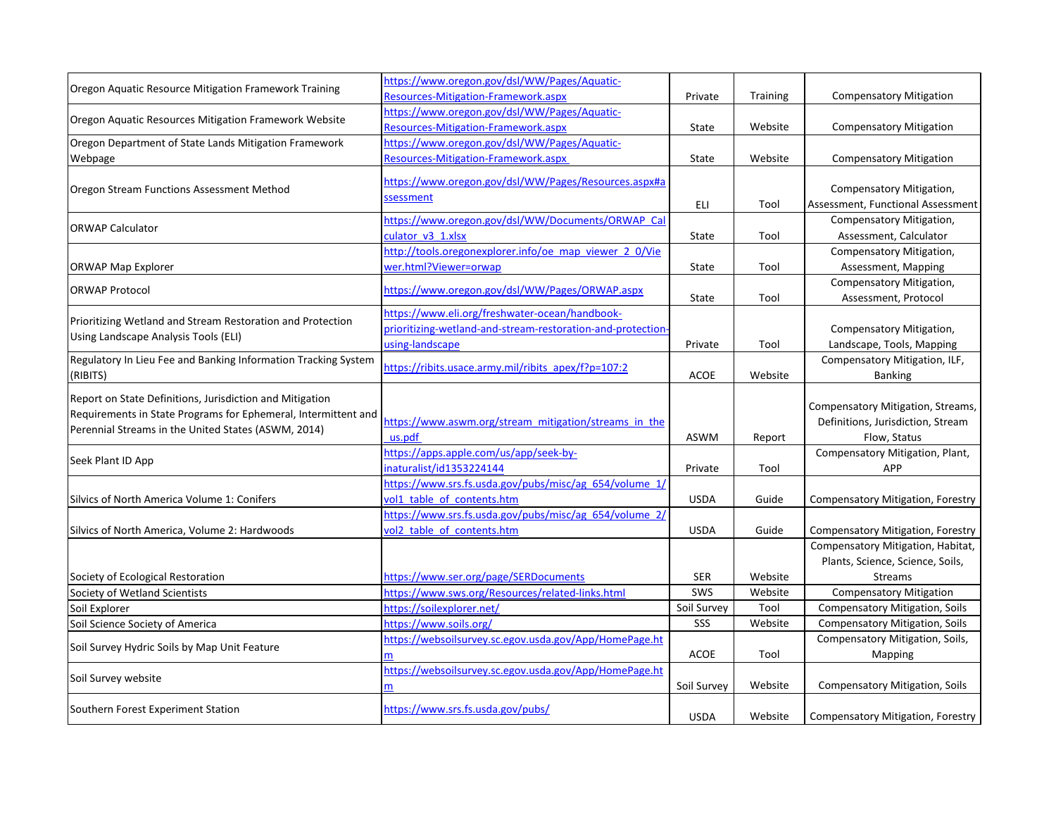| | | | | |
|---|---|---|---|---|
| Oregon Aquatic Resource Mitigation Framework Training | https://www.oregon.gov/dsl/WW/Pages/Aquatic-Resources-Mitigation-Framework.aspx | Private | Training | Compensatory Mitigation |
| Oregon Aquatic Resources Mitigation Framework Website | https://www.oregon.gov/dsl/WW/Pages/Aquatic-Resources-Mitigation-Framework.aspx | State | Website | Compensatory Mitigation |
| Oregon Department of State Lands Mitigation Framework Webpage | https://www.oregon.gov/dsl/WW/Pages/Aquatic-Resources-Mitigation-Framework.aspx | State | Website | Compensatory Mitigation |
| Oregon Stream Functions Assessment Method | https://www.oregon.gov/dsl/WW/Pages/Resources.aspx#assessment | ELI | Tool | Compensatory Mitigation, Assessment, Functional Assessment |
| ORWAP Calculator | https://www.oregon.gov/dsl/WW/Documents/ORWAP_Calculator_v3_1.xlsx | State | Tool | Compensatory Mitigation, Assessment, Calculator |
| ORWAP Map Explorer | http://tools.oregonexplorer.info/oe_map_viewer_2_0/Viewer.html?Viewer=orwap | State | Tool | Compensatory Mitigation, Assessment, Mapping |
| ORWAP Protocol | https://www.oregon.gov/dsl/WW/Pages/ORWAP.aspx | State | Tool | Compensatory Mitigation, Assessment, Protocol |
| Prioritizing Wetland and Stream Restoration and Protection Using Landscape Analysis Tools (ELI) | https://www.eli.org/freshwater-ocean/handbook-prioritizing-wetland-and-stream-restoration-and-protection-using-landscape | Private | Tool | Compensatory Mitigation, Landscape, Tools, Mapping |
| Regulatory In Lieu Fee and Banking Information Tracking System (RIBITS) | https://ribits.usace.army.mil/ribits_apex/f?p=107:2 | ACOE | Website | Compensatory Mitigation, ILF, Banking |
| Report on State Definitions, Jurisdiction and Mitigation Requirements in State Programs for Ephemeral, Intermittent and Perennial Streams in the United States (ASWM, 2014) | https://www.aswm.org/stream_mitigation/streams_in_the_us.pdf | ASWM | Report | Compensatory Mitigation, Streams, Definitions, Jurisdiction, Stream Flow, Status |
| Seek Plant ID App | https://apps.apple.com/us/app/seek-by-inaturalist/id1353224144 | Private | Tool | Compensatory Mitigation, Plant, APP |
| Silvics of North America Volume 1: Conifers | https://www.srs.fs.usda.gov/pubs/misc/ag_654/volume_1/vol1_table_of_contents.htm | USDA | Guide | Compensatory Mitigation, Forestry |
| Silvics of North America, Volume 2: Hardwoods | https://www.srs.fs.usda.gov/pubs/misc/ag_654/volume_2/vol2_table_of_contents.htm | USDA | Guide | Compensatory Mitigation, Forestry |
| Society of Ecological Restoration | https://www.ser.org/page/SERDocuments | SER | Website | Compensatory Mitigation, Habitat, Plants, Science, Science, Soils, Streams |
| Society of Wetland Scientists | https://www.sws.org/Resources/related-links.html | SWS | Website | Compensatory Mitigation |
| Soil Explorer | https://soilexplorer.net/ | Soil Survey | Tool | Compensatory Mitigation, Soils |
| Soil Science Society of America | https://www.soils.org/ | SSS | Website | Compensatory Mitigation, Soils |
| Soil Survey Hydric Soils by Map Unit Feature | https://websoilsurvey.sc.egov.usda.gov/App/HomePage.htm | ACOE | Tool | Compensatory Mitigation, Soils, Mapping |
| Soil Survey website | https://websoilsurvey.sc.egov.usda.gov/App/HomePage.htm | Soil Survey | Website | Compensatory Mitigation, Soils |
| Southern Forest Experiment Station | https://www.srs.fs.usda.gov/pubs/ | USDA | Website | Compensatory Mitigation, Forestry |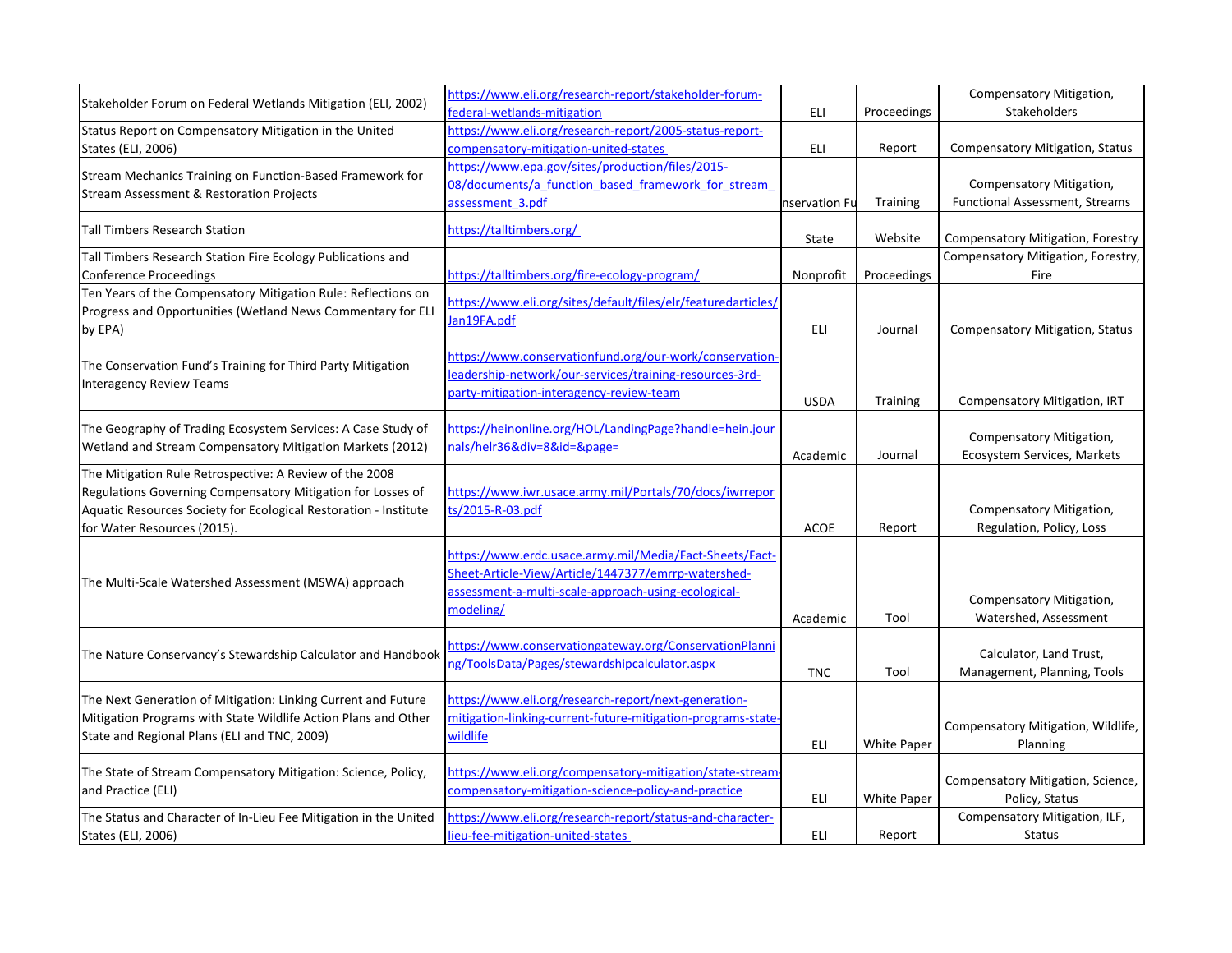| | | | | |
|---|---|---|---|---|
| Stakeholder Forum on Federal Wetlands Mitigation (ELI, 2002) | https://www.eli.org/research-report/stakeholder-forum-federal-wetlands-mitigation | ELI | Proceedings | Compensatory Mitigation, Stakeholders |
| Status Report on Compensatory Mitigation in the United States (ELI, 2006) | https://www.eli.org/research-report/2005-status-report-compensatory-mitigation-united-states | ELI | Report | Compensatory Mitigation, Status |
| Stream Mechanics Training on Function-Based Framework for Stream Assessment & Restoration Projects | https://www.epa.gov/sites/production/files/2015-08/documents/a_function_based_framework_for_stream_assessment_3.pdf | nservation Fu | Training | Compensatory Mitigation, Functional Assessment, Streams |
| Tall Timbers Research Station | https://talltimbers.org/ | State | Website | Compensatory Mitigation, Forestry |
| Tall Timbers Research Station Fire Ecology Publications and Conference Proceedings | https://talltimbers.org/fire-ecology-program/ | Nonprofit | Proceedings | Compensatory Mitigation, Forestry, Fire |
| Ten Years of the Compensatory Mitigation Rule: Reflections on Progress and Opportunities (Wetland News Commentary for ELI by EPA) | https://www.eli.org/sites/default/files/elr/featuredarticles/Jan19FA.pdf | ELI | Journal | Compensatory Mitigation, Status |
| The Conservation Fund's Training for Third Party Mitigation Interagency Review Teams | https://www.conservationfund.org/our-work/conservation-leadership-network/our-services/training-resources-3rd-party-mitigation-interagency-review-team | USDA | Training | Compensatory Mitigation, IRT |
| The Geography of Trading Ecosystem Services: A Case Study of Wetland and Stream Compensatory Mitigation Markets (2012) | https://heinonline.org/HOL/LandingPage?handle=hein.journals/helr36&div=8&id=&page= | Academic | Journal | Compensatory Mitigation, Ecosystem Services, Markets |
| The Mitigation Rule Retrospective: A Review of the 2008 Regulations Governing Compensatory Mitigation for Losses of Aquatic Resources Society for Ecological Restoration - Institute for Water Resources (2015). | https://www.iwr.usace.army.mil/Portals/70/docs/iwrreports/2015-R-03.pdf | ACOE | Report | Compensatory Mitigation, Regulation, Policy, Loss |
| The Multi-Scale Watershed Assessment (MSWA) approach | https://www.erdc.usace.army.mil/Media/Fact-Sheets/Fact-Sheet-Article-View/Article/1447377/emrrp-watershed-assessment-a-multi-scale-approach-using-ecological-modeling/ | Academic | Tool | Compensatory Mitigation, Watershed, Assessment |
| The Nature Conservancy's Stewardship Calculator and Handbook | https://www.conservationgateway.org/ConservationPlanning/ToolsData/Pages/stewardshipcalculator.aspx | TNC | Tool | Calculator, Land Trust, Management, Planning, Tools |
| The Next Generation of Mitigation: Linking Current and Future Mitigation Programs with State Wildlife Action Plans and Other State and Regional Plans (ELI and TNC, 2009) | https://www.eli.org/research-report/next-generation-mitigation-linking-current-future-mitigation-programs-state-wildlife | ELI | White Paper | Compensatory Mitigation, Wildlife, Planning |
| The State of Stream Compensatory Mitigation: Science, Policy, and Practice (ELI) | https://www.eli.org/compensatory-mitigation/state-stream-compensatory-mitigation-science-policy-and-practice | ELI | White Paper | Compensatory Mitigation, Science, Policy, Status |
| The Status and Character of In-Lieu Fee Mitigation in the United States (ELI, 2006) | https://www.eli.org/research-report/status-and-character-lieu-fee-mitigation-united-states | ELI | Report | Compensatory Mitigation, ILF, Status |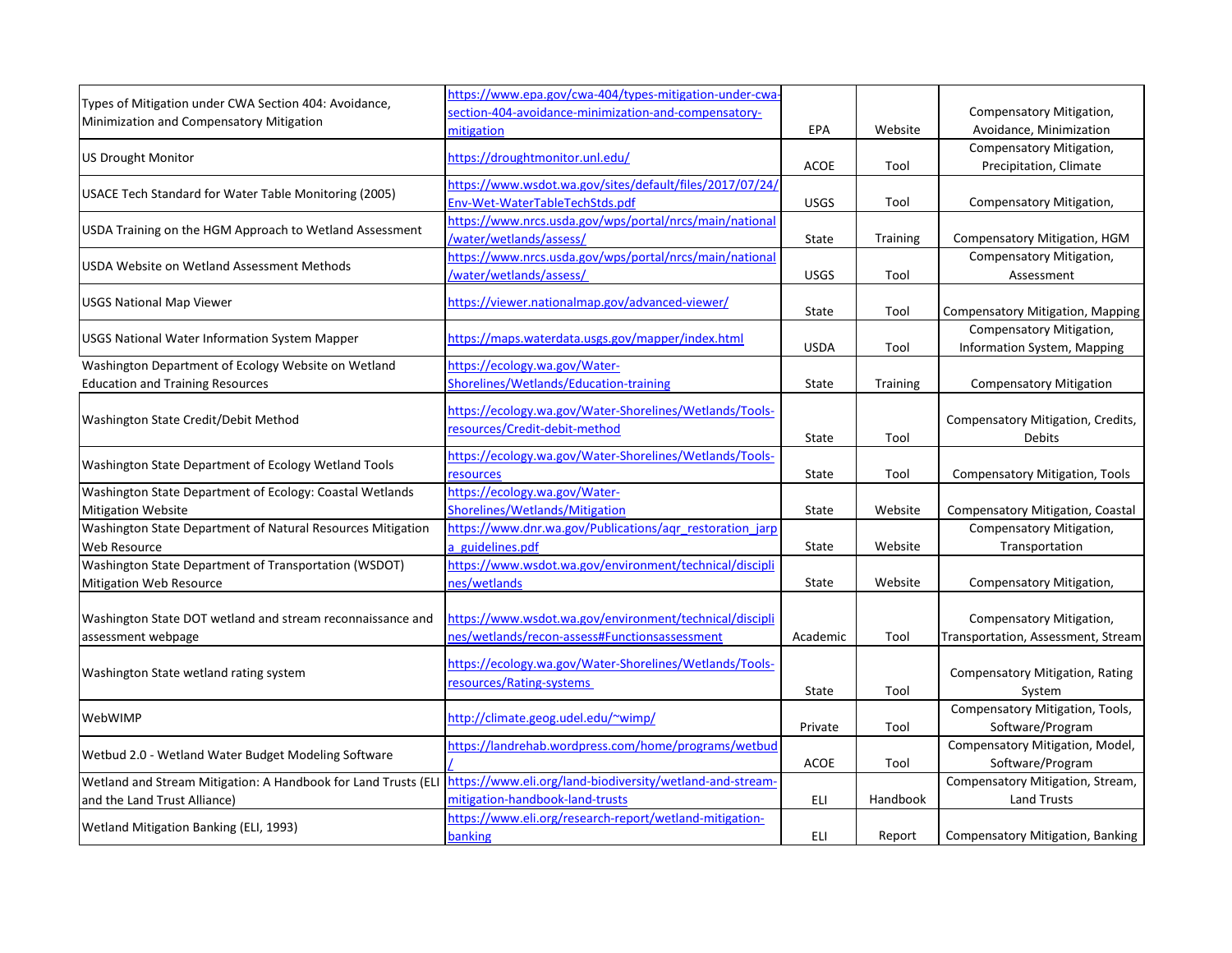| | | | | |
|---|---|---|---|---|
| Types of Mitigation under CWA Section 404: Avoidance, Minimization and Compensatory Mitigation | https://www.epa.gov/cwa-404/types-mitigation-under-cwa-section-404-avoidance-minimization-and-compensatory-mitigation | EPA | Website | Compensatory Mitigation, Avoidance, Minimization |
| US Drought Monitor | https://droughtmonitor.unl.edu/ | ACOE | Tool | Compensatory Mitigation, Precipitation, Climate |
| USACE Tech Standard for Water Table Monitoring (2005) | https://www.wsdot.wa.gov/sites/default/files/2017/07/24/Env-Wet-WaterTableTechStds.pdf | USGS | Tool | Compensatory Mitigation, |
| USDA Training on the HGM Approach to Wetland Assessment | https://www.nrcs.usda.gov/wps/portal/nrcs/main/national/water/wetlands/assess/ | State | Training | Compensatory Mitigation, HGM |
| USDA Website on Wetland Assessment Methods | https://www.nrcs.usda.gov/wps/portal/nrcs/main/national/water/wetlands/assess/ | USGS | Tool | Compensatory Mitigation, Assessment |
| USGS National Map Viewer | https://viewer.nationalmap.gov/advanced-viewer/ | State | Tool | Compensatory Mitigation, Mapping |
| USGS National Water Information System Mapper | https://maps.waterdata.usgs.gov/mapper/index.html | USDA | Tool | Compensatory Mitigation, Information System, Mapping |
| Washington Department of Ecology Website on Wetland Education and Training Resources | https://ecology.wa.gov/Water-Shorelines/Wetlands/Education-training | State | Training | Compensatory Mitigation |
| Washington State Credit/Debit Method | https://ecology.wa.gov/Water-Shorelines/Wetlands/Tools-resources/Credit-debit-method | State | Tool | Compensatory Mitigation, Credits, Debits |
| Washington State Department of Ecology Wetland Tools | https://ecology.wa.gov/Water-Shorelines/Wetlands/Tools-resources | State | Tool | Compensatory Mitigation, Tools |
| Washington State Department of Ecology: Coastal Wetlands Mitigation Website | https://ecology.wa.gov/Water-Shorelines/Wetlands/Mitigation | State | Website | Compensatory Mitigation, Coastal |
| Washington State Department of Natural Resources Mitigation Web Resource | https://www.dnr.wa.gov/Publications/aqr_restoration_jarpa_guidelines.pdf | State | Website | Compensatory Mitigation, Transportation |
| Washington State Department of Transportation (WSDOT) Mitigation Web Resource | https://www.wsdot.wa.gov/environment/technical/disciplines/wetlands | State | Website | Compensatory Mitigation, |
| Washington State DOT wetland and stream reconnaissance and assessment webpage | https://www.wsdot.wa.gov/environment/technical/disciplines/wetlands/recon-assess#Functionsassessment | Academic | Tool | Compensatory Mitigation, Transportation, Assessment, Stream |
| Washington State wetland rating system | https://ecology.wa.gov/Water-Shorelines/Wetlands/Tools-resources/Rating-systems | State | Tool | Compensatory Mitigation, Rating System |
| WebWIMP | http://climate.geog.udel.edu/~wimp/ | Private | Tool | Compensatory Mitigation, Tools, Software/Program |
| Wetbud 2.0 - Wetland Water Budget Modeling Software | https://landrehab.wordpress.com/home/programs/wetbud/ | ACOE | Tool | Compensatory Mitigation, Model, Software/Program |
| Wetland and Stream Mitigation: A Handbook for Land Trusts (ELI and the Land Trust Alliance) | https://www.eli.org/land-biodiversity/wetland-and-stream-mitigation-handbook-land-trusts | ELI | Handbook | Compensatory Mitigation, Stream, Land Trusts |
| Wetland Mitigation Banking (ELI, 1993) | https://www.eli.org/research-report/wetland-mitigation-banking | ELI | Report | Compensatory Mitigation, Banking |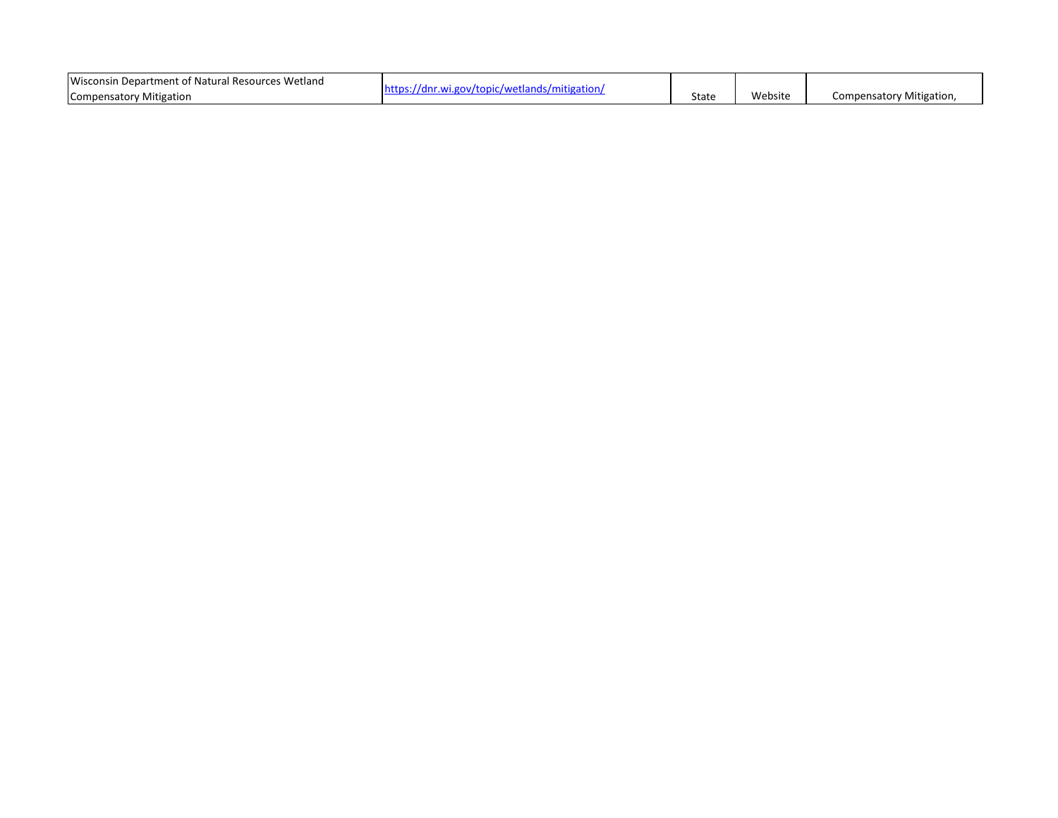| | | | | |
|---|---|---|---|---|
| Wisconsin Department of Natural Resources Wetland Compensatory Mitigation | https://dnr.wi.gov/topic/wetlands/mitigation/ | State | Website | Compensatory Mitigation, |